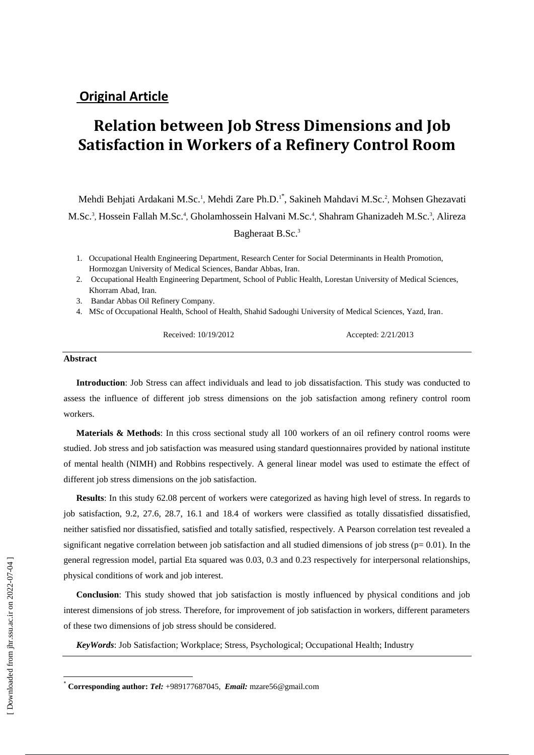**Original Article**

# Relation between Job Stress Dimensions and Job Satisfaction in Workers of a Refinery Control Room

Mehdi Behjati Ardakani M.Sc.[1], Mehdi Zare Ph.D.[1*], Sakineh Mahdavi M.Sc.[2], Mohsen Ghezavati M.Sc.[3], Hossein Fallah M.Sc.[4], Gholamhossein Halvani M.Sc.[4], Shahram Ghanizadeh M.Sc.[3], Alireza Bagheraat B.Sc.[3]

1. Occupational Health Engineering Department, Research Center for Social Determinants in Health Promotion, Hormozgan University of Medical Sciences, Bandar Abbas, Iran.
2. Occupational Health Engineering Department, School of Public Health, Lorestan University of Medical Sciences, Khorram Abad, Iran.
3. Bandar Abbas Oil Refinery Company.
4. MSc of Occupational Health, School of Health, Shahid Sadoughi University of Medical Sciences, Yazd, Iran.

Received: 10/19/2012 Accepted: 2/21/2013

## Abstract

**Introduction**: Job Stress can affect individuals and lead to job dissatisfaction. This study was conducted to assess the influence of different job stress dimensions on the job satisfaction among refinery control room workers.

**Materials & Methods**: In this cross sectional study all 100 workers of an oil refinery control rooms were studied. Job stress and job satisfaction was measured using standard questionnaires provided by national institute of mental health (NIMH) and Robbins respectively. A general linear model was used to estimate the effect of different job stress dimensions on the job satisfaction.

**Results**: In this study 62.08 percent of workers were categorized as having high level of stress. In regards to job satisfaction, 9.2, 27.6, 28.7, 16.1 and 18.4 of workers were classified as totally dissatisfied dissatisfied, neither satisfied nor dissatisfied, satisfied and totally satisfied, respectively. A Pearson correlation test revealed a significant negative correlation between job satisfaction and all studied dimensions of job stress ($p= 0.01$). In the general regression model, partial Eta squared was 0.03, 0.3 and 0.23 respectively for interpersonal relationships, physical conditions of work and job interest.

**Conclusion**: This study showed that job satisfaction is mostly influenced by physical conditions and job interest dimensions of job stress. Therefore, for improvement of job satisfaction in workers, different parameters of these two dimensions of job stress should be considered.

***KeyWords***: Job Satisfaction; Workplace; Stress, Psychological; Occupational Health; Industry

---

[*] **Corresponding author:** ***Tel:*** +989177687045, ***Email:*** mzare56@gmail.com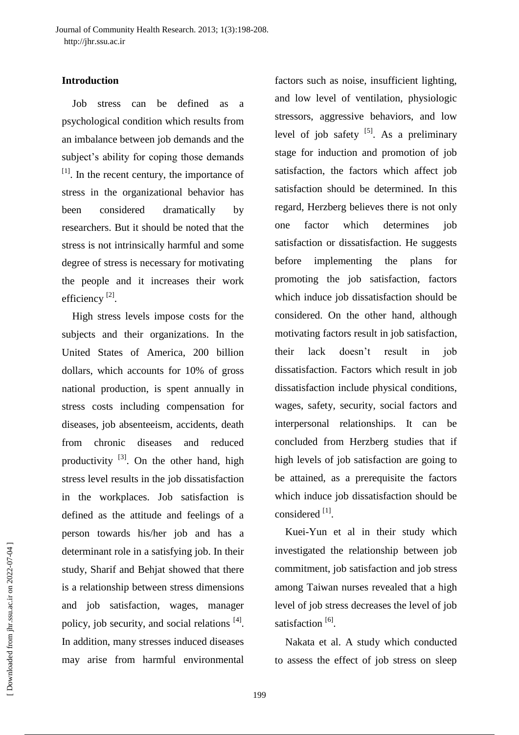## Introduction

Job stress can be defined as a psychological condition which results from an imbalance between job demands and the subject's ability for coping those demands [1]. In the recent century, the importance of stress in the organizational behavior has been considered dramatically by researchers. But it should be noted that the stress is not intrinsically harmful and some degree of stress is necessary for motivating the people and it increases their work efficiency [2].

High stress levels impose costs for the subjects and their organizations. In the United States of America, 200 billion dollars, which accounts for 10% of gross national production, is spent annually in stress costs including compensation for diseases, job absenteeism, accidents, death from chronic diseases and reduced productivity [3]. On the other hand, high stress level results in the job dissatisfaction in the workplaces. Job satisfaction is defined as the attitude and feelings of a person towards his/her job and has a determinant role in a satisfying job. In their study, Sharif and Behjat showed that there is a relationship between stress dimensions and job satisfaction, wages, manager policy, job security, and social relations [4]. In addition, many stresses induced diseases may arise from harmful environmental factors such as noise, insufficient lighting, and low level of ventilation, physiologic stressors, aggressive behaviors, and low level of job safety [5]. As a preliminary stage for induction and promotion of job satisfaction, the factors which affect job satisfaction should be determined. In this regard, Herzberg believes there is not only one factor which determines job satisfaction or dissatisfaction. He suggests before implementing the plans for promoting the job satisfaction, factors which induce job dissatisfaction should be considered. On the other hand, although motivating factors result in job satisfaction, their lack doesn't result in job dissatisfaction. Factors which result in job dissatisfaction include physical conditions, wages, safety, security, social factors and interpersonal relationships. It can be concluded from Herzberg studies that if high levels of job satisfaction are going to be attained, as a prerequisite the factors which induce job dissatisfaction should be considered [1].

Kuei-Yun et al in their study which investigated the relationship between job commitment, job satisfaction and job stress among Taiwan nurses revealed that a high level of job stress decreases the level of job satisfaction [6].

Nakata et al. A study which conducted to assess the effect of job stress on sleep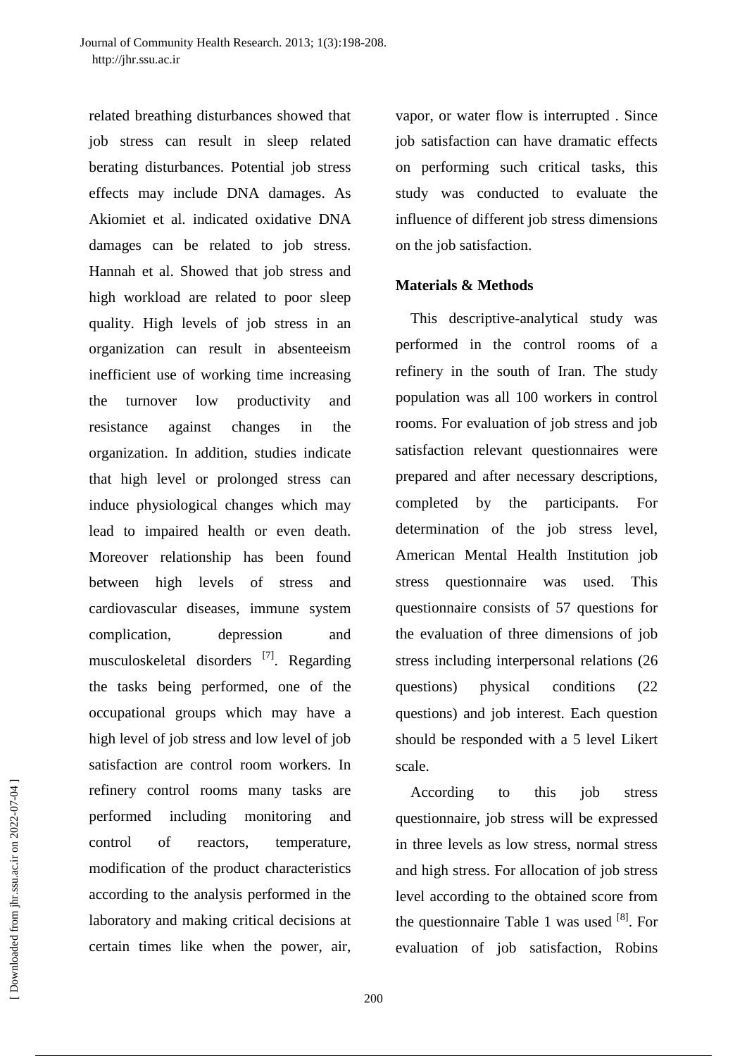related breathing disturbances showed that job stress can result in sleep related berating disturbances. Potential job stress effects may include DNA damages. As Akiomiet et al. indicated oxidative DNA damages can be related to job stress. Hannah et al. Showed that job stress and high workload are related to poor sleep quality. High levels of job stress in an organization can result in absenteeism inefficient use of working time increasing the turnover low productivity and resistance against changes in the organization. In addition, studies indicate that high level or prolonged stress can induce physiological changes which may lead to impaired health or even death. Moreover relationship has been found between high levels of stress and cardiovascular diseases, immune system complication, depression and musculoskeletal disorders [7]. Regarding the tasks being performed, one of the occupational groups which may have a high level of job stress and low level of job satisfaction are control room workers. In refinery control rooms many tasks are performed including monitoring and control of reactors, temperature, modification of the product characteristics according to the analysis performed in the laboratory and making critical decisions at certain times like when the power, air, vapor, or water flow is interrupted . Since job satisfaction can have dramatic effects on performing such critical tasks, this study was conducted to evaluate the influence of different job stress dimensions on the job satisfaction.

**Materials & Methods**

This descriptive-analytical study was performed in the control rooms of a refinery in the south of Iran. The study population was all 100 workers in control rooms. For evaluation of job stress and job satisfaction relevant questionnaires were prepared and after necessary descriptions, completed by the participants. For determination of the job stress level, American Mental Health Institution job stress questionnaire was used. This questionnaire consists of 57 questions for the evaluation of three dimensions of job stress including interpersonal relations (26 questions) physical conditions (22 questions) and job interest. Each question should be responded with a 5 level Likert scale.

According to this job stress questionnaire, job stress will be expressed in three levels as low stress, normal stress and high stress. For allocation of job stress level according to the obtained score from the questionnaire Table 1 was used [8]. For evaluation of job satisfaction, Robins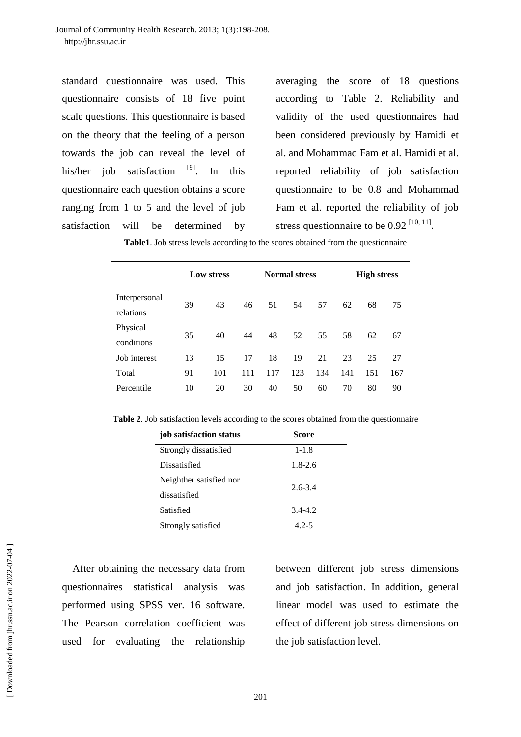standard questionnaire was used. This questionnaire consists of 18 five point scale questions. This questionnaire is based on the theory that the feeling of a person towards the job can reveal the level of his/her job satisfaction [9]. In this questionnaire each question obtains a score ranging from 1 to 5 and the level of job satisfaction will be determined by averaging the score of 18 questions according to Table 2. Reliability and validity of the used questionnaires had been considered previously by Hamidi et al. and Mohammad Fam et al. Hamidi et al. reported reliability of job satisfaction questionnaire to be 0.8 and Mohammad Fam et al. reported the reliability of job stress questionnaire to be 0.92 [10, 11].

**Table1**. Job stress levels according to the scores obtained from the questionnaire

| | **Low stress** | | | **Normal stress** | | | **High stress** | | |
|---|---|---|---|---|---|---|---|---|---|
| Interpersonal relations | 39 | 43 | 46 | 51 | 54 | 57 | 62 | 68 | 75 |
| Physical conditions | 35 | 40 | 44 | 48 | 52 | 55 | 58 | 62 | 67 |
| Job interest | 13 | 15 | 17 | 18 | 19 | 21 | 23 | 25 | 27 |
| Total | 91 | 101 | 111 | 117 | 123 | 134 | 141 | 151 | 167 |
| Percentile | 10 | 20 | 30 | 40 | 50 | 60 | 70 | 80 | 90 |

**Table 2**. Job satisfaction levels according to the scores obtained from the questionnaire

| **job satisfaction status** | **Score** |
|---|---|
| Strongly dissatisfied | 1-1.8 |
| Dissatisfied | 1.8-2.6 |
| Neighther satisfied nor dissatisfied | 2.6-3.4 |
| Satisfied | 3.4-4.2 |
| Strongly satisfied | 4.2-5 |

After obtaining the necessary data from questionnaires statistical analysis was performed using SPSS ver. 16 software. The Pearson correlation coefficient was used for evaluating the relationship between different job stress dimensions and job satisfaction. In addition, general linear model was used to estimate the effect of different job stress dimensions on the job satisfaction level.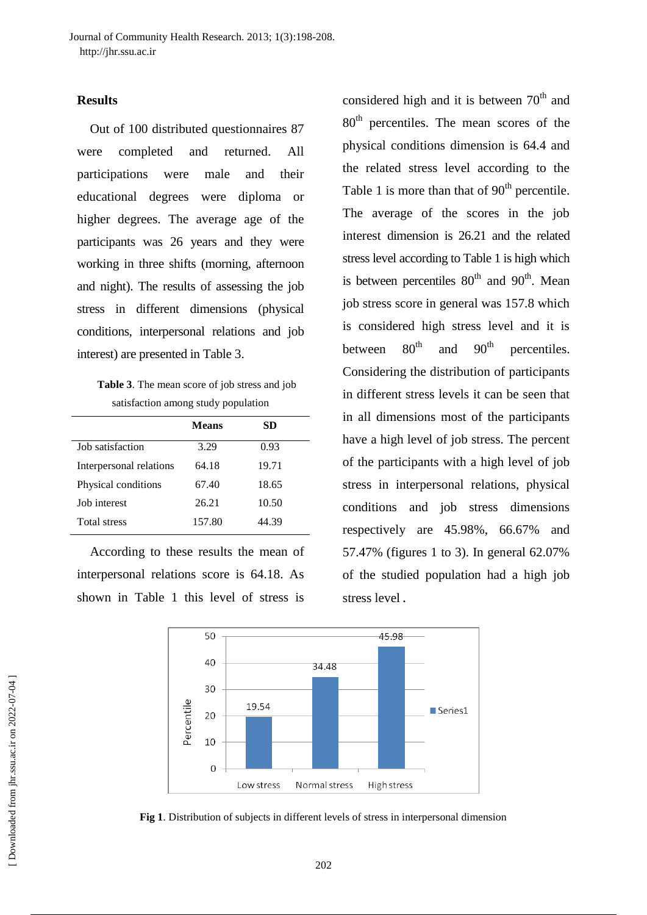## Results

Out of 100 distributed questionnaires 87 were completed and returned. All participations were male and their educational degrees were diploma or higher degrees. The average age of the participants was 26 years and they were working in three shifts (morning, afternoon and night). The results of assessing the job stress in different dimensions (physical conditions, interpersonal relations and job interest) are presented in Table 3.

**Table 3**. The mean score of job stress and job satisfaction among study population

| | Means | SD |
|---|---|---|
| Job satisfaction | 3.29 | 0.93 |
| Interpersonal relations | 64.18 | 19.71 |
| Physical conditions | 67.40 | 18.65 |
| Job interest | 26.21 | 10.50 |
| Total stress | 157.80 | 44.39 |

According to these results the mean of interpersonal relations score is 64.18. As shown in Table 1 this level of stress is considered high and it is between 70th and 80th percentiles. The mean scores of the physical conditions dimension is 64.4 and the related stress level according to the Table 1 is more than that of 90th percentile. The average of the scores in the job interest dimension is 26.21 and the related stress level according to Table 1 is high which is between percentiles 80th and 90th. Mean job stress score in general was 157.8 which is considered high stress level and it is between 80th and 90th percentiles. Considering the distribution of participants in different stress levels it can be seen that in all dimensions most of the participants have a high level of job stress. The percent of the participants with a high level of job stress in interpersonal relations, physical conditions and job stress dimensions respectively are 45.98%, 66.67% and 57.47% (figures 1 to 3). In general 62.07% of the studied population had a high job stress level.

| Stress level | Percentile |
|---|---|
| Low stress | 19.54 |
| Normal stress | 34.48 |
| High stress | 45.98 |

**Fig 1**. Distribution of subjects in different levels of stress in interpersonal dimension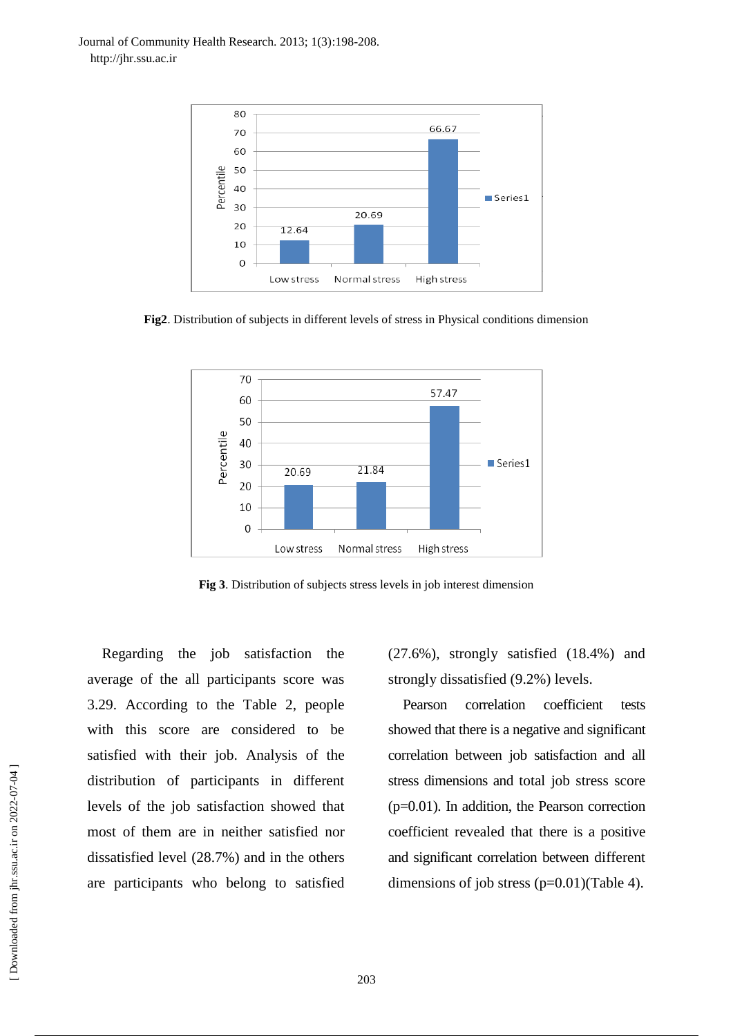**Fig2**. Distribution of subjects in different levels of stress in Physical conditions dimension

**Fig 3**. Distribution of subjects stress levels in job interest dimension

Regarding the job satisfaction the average of the all participants score was 3.29. According to the Table 2, people with this score are considered to be satisfied with their job. Analysis of the distribution of participants in different levels of the job satisfaction showed that most of them are in neither satisfied nor dissatisfied level (28.7%) and in the others are participants who belong to satisfied (27.6%), strongly satisfied (18.4%) and strongly dissatisfied (9.2%) levels.

Pearson correlation coefficient tests showed that there is a negative and significant correlation between job satisfaction and all stress dimensions and total job stress score (p=0.01). In addition, the Pearson correction coefficient revealed that there is a positive and significant correlation between different dimensions of job stress (p=0.01)(Table 4).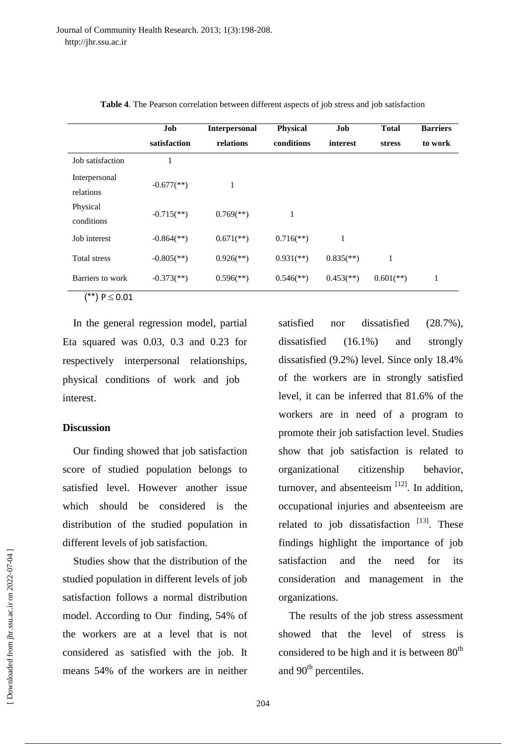**Table 4**. The Pearson correlation between different aspects of job stress and job satisfaction

| | Job satisfaction | Interpersonal relations | Physical conditions | Job interest | Total stress | Barriers to work |
|---|---|---|---|---|---|---|
| Job satisfaction | 1 | | | | | |
| Interpersonal relations | -0.677(**) | 1 | | | | |
| Physical conditions | -0.715(**) | 0.769(**) | 1 | | | |
| Job interest | -0.864(**) | 0.671(**) | 0.716(**) | 1 | | |
| Total stress | -0.805(**) | 0.926(**) | 0.931(**) | 0.835(**) | 1 | |
| Barriers to work | -0.373(**) | 0.596(**) | 0.546(**) | 0.453(**) | 0.601(**) | 1 |

(**) $P \leq 0.01$

In the general regression model, partial Eta squared was 0.03, 0.3 and 0.23 for respectively interpersonal relationships, physical conditions of work and job interest.

## Discussion

Our finding showed that job satisfaction score of studied population belongs to satisfied level. However another issue which should be considered is the distribution of the studied population in different levels of job satisfaction.

Studies show that the distribution of the studied population in different levels of job satisfaction follows a normal distribution model. According to Our finding, 54% of the workers are at a level that is not considered as satisfied with the job. It means 54% of the workers are in neither satisfied nor dissatisfied (28.7%), dissatisfied (16.1%) and strongly dissatisfied (9.2%) level. Since only 18.4% of the workers are in strongly satisfied level, it can be inferred that 81.6% of the workers are in need of a program to promote their job satisfaction level. Studies show that job satisfaction is related to organizational citizenship behavior, turnover, and absenteeism [12]. In addition, occupational injuries and absenteeism are related to job dissatisfaction [13]. These findings highlight the importance of job satisfaction and the need for its consideration and management in the organizations.

The results of the job stress assessment showed that the level of stress is considered to be high and it is between 80$^{th}$ and 90$^{th}$ percentiles.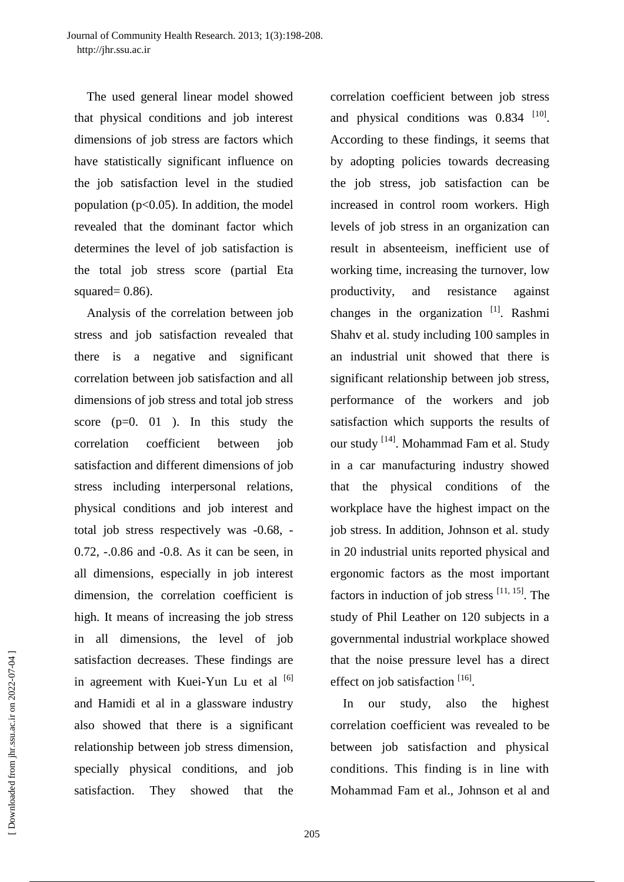The used general linear model showed that physical conditions and job interest dimensions of job stress are factors which have statistically significant influence on the job satisfaction level in the studied population ($p<0.05$). In addition, the model revealed that the dominant factor which determines the level of job satisfaction is the total job stress score (partial Eta squared= 0.86).

Analysis of the correlation between job stress and job satisfaction revealed that there is a negative and significant correlation between job satisfaction and all dimensions of job stress and total job stress score (p=0. 01 ). In this study the correlation coefficient between job satisfaction and different dimensions of job stress including interpersonal relations, physical conditions and job interest and total job stress respectively was -0.68, -0.72, -.0.86 and -0.8. As it can be seen, in all dimensions, especially in job interest dimension, the correlation coefficient is high. It means of increasing the job stress in all dimensions, the level of job satisfaction decreases. These findings are in agreement with Kuei-Yun Lu et al [6] and Hamidi et al in a glassware industry also showed that there is a significant relationship between job stress dimension, specially physical conditions, and job satisfaction. They showed that the correlation coefficient between job stress and physical conditions was 0.834 [10]. According to these findings, it seems that by adopting policies towards decreasing the job stress, job satisfaction can be increased in control room workers. High levels of job stress in an organization can result in absenteeism, inefficient use of working time, increasing the turnover, low productivity, and resistance against changes in the organization [1]. Rashmi Shahv et al. study including 100 samples in an industrial unit showed that there is significant relationship between job stress, performance of the workers and job satisfaction which supports the results of our study [14]. Mohammad Fam et al. Study in a car manufacturing industry showed that the physical conditions of the workplace have the highest impact on the job stress. In addition, Johnson et al. study in 20 industrial units reported physical and ergonomic factors as the most important factors in induction of job stress [11, 15]. The study of Phil Leather on 120 subjects in a governmental industrial workplace showed that the noise pressure level has a direct effect on job satisfaction [16].

In our study, also the highest correlation coefficient was revealed to be between job satisfaction and physical conditions. This finding is in line with Mohammad Fam et al., Johnson et al and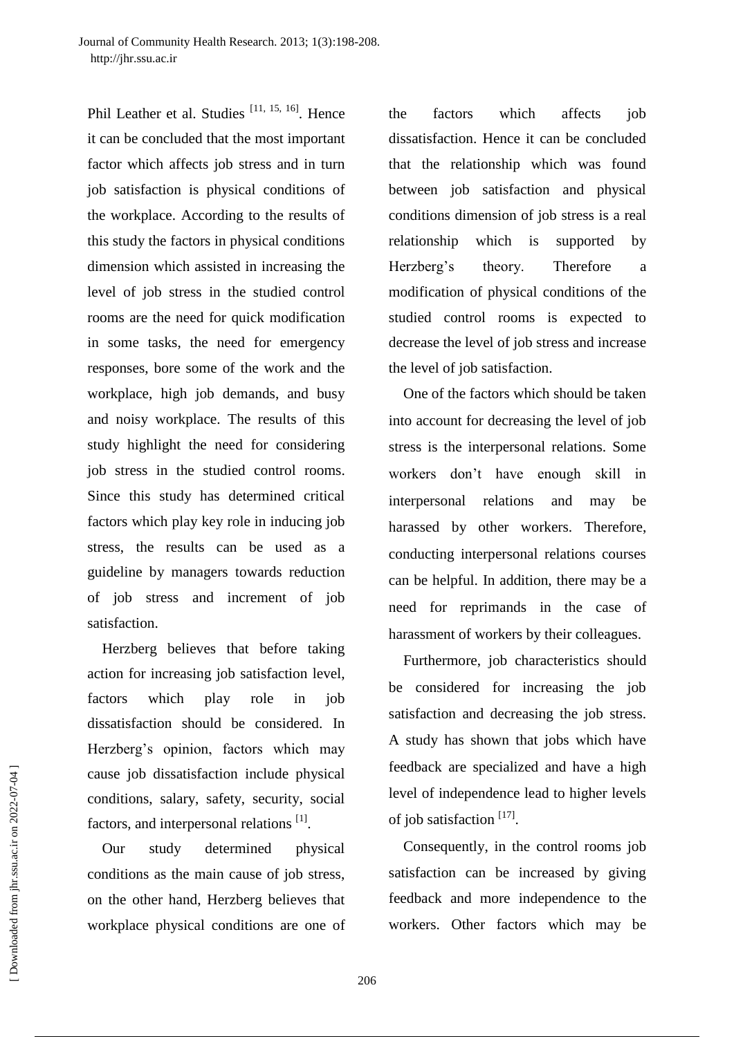Phil Leather et al. Studies [11, 15, 16]. Hence it can be concluded that the most important factor which affects job stress and in turn job satisfaction is physical conditions of the workplace. According to the results of this study the factors in physical conditions dimension which assisted in increasing the level of job stress in the studied control rooms are the need for quick modification in some tasks, the need for emergency responses, bore some of the work and the workplace, high job demands, and busy and noisy workplace. The results of this study highlight the need for considering job stress in the studied control rooms. Since this study has determined critical factors which play key role in inducing job stress, the results can be used as a guideline by managers towards reduction of job stress and increment of job satisfaction.

Herzberg believes that before taking action for increasing job satisfaction level, factors which play role in job dissatisfaction should be considered. In Herzberg's opinion, factors which may cause job dissatisfaction include physical conditions, salary, safety, security, social factors, and interpersonal relations [1].

Our study determined physical conditions as the main cause of job stress, on the other hand, Herzberg believes that workplace physical conditions are one of the factors which affects job dissatisfaction. Hence it can be concluded that the relationship which was found between job satisfaction and physical conditions dimension of job stress is a real relationship which is supported by Herzberg's theory. Therefore a modification of physical conditions of the studied control rooms is expected to decrease the level of job stress and increase the level of job satisfaction.

One of the factors which should be taken into account for decreasing the level of job stress is the interpersonal relations. Some workers don't have enough skill in interpersonal relations and may be harassed by other workers. Therefore, conducting interpersonal relations courses can be helpful. In addition, there may be a need for reprimands in the case of harassment of workers by their colleagues.

Furthermore, job characteristics should be considered for increasing the job satisfaction and decreasing the job stress. A study has shown that jobs which have feedback are specialized and have a high level of independence lead to higher levels of job satisfaction [17].

Consequently, in the control rooms job satisfaction can be increased by giving feedback and more independence to the workers. Other factors which may be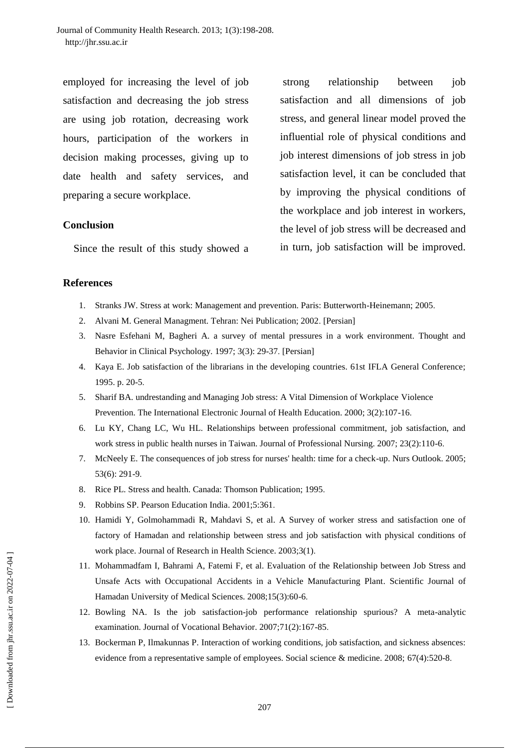employed for increasing the level of job satisfaction and decreasing the job stress are using job rotation, decreasing work hours, participation of the workers in decision making processes, giving up to date health and safety services, and preparing a secure workplace.

## Conclusion

Since the result of this study showed a strong relationship between job satisfaction and all dimensions of job stress, and general linear model proved the influential role of physical conditions and job interest dimensions of job stress in job satisfaction level, it can be concluded that by improving the physical conditions of the workplace and job interest in workers, the level of job stress will be decreased and in turn, job satisfaction will be improved.

## References

1. Stranks JW. Stress at work: Management and prevention. Paris: Butterworth-Heinemann; 2005.
2. Alvani M. General Managment. Tehran: Nei Publication; 2002. [Persian]
3. Nasre Esfehani M, Bagheri A. a survey of mental pressures in a work environment. Thought and Behavior in Clinical Psychology. 1997; 3(3): 29-37. [Persian]
4. Kaya E. Job satisfaction of the librarians in the developing countries. 61st IFLA General Conference; 1995. p. 20-5.
5. Sharif BA. undrestanding and Managing Job stress: A Vital Dimension of Workplace Violence Prevention. The International Electronic Journal of Health Education. 2000; 3(2):107-16.
6. Lu KY, Chang LC, Wu HL. Relationships between professional commitment, job satisfaction, and work stress in public health nurses in Taiwan. Journal of Professional Nursing. 2007; 23(2):110-6.
7. McNeely E. The consequences of job stress for nurses' health: time for a check-up. Nurs Outlook. 2005; 53(6): 291-9.
8. Rice PL. Stress and health. Canada: Thomson Publication; 1995.
9. Robbins SP. Pearson Education India. 2001;5:361.
10. Hamidi Y, Golmohammadi R, Mahdavi S, et al. A Survey of worker stress and satisfaction one of factory of Hamadan and relationship between stress and job satisfaction with physical conditions of work place. Journal of Research in Health Science. 2003;3(1).
11. Mohammadfam I, Bahrami A, Fatemi F, et al. Evaluation of the Relationship between Job Stress and Unsafe Acts with Occupational Accidents in a Vehicle Manufacturing Plant. Scientific Journal of Hamadan University of Medical Sciences. 2008;15(3):60-6.
12. Bowling NA. Is the job satisfaction-job performance relationship spurious? A meta-analytic examination. Journal of Vocational Behavior. 2007;71(2):167-85.
13. Bockerman P, Ilmakunnas P. Interaction of working conditions, job satisfaction, and sickness absences: evidence from a representative sample of employees. Social science & medicine. 2008; 67(4):520-8.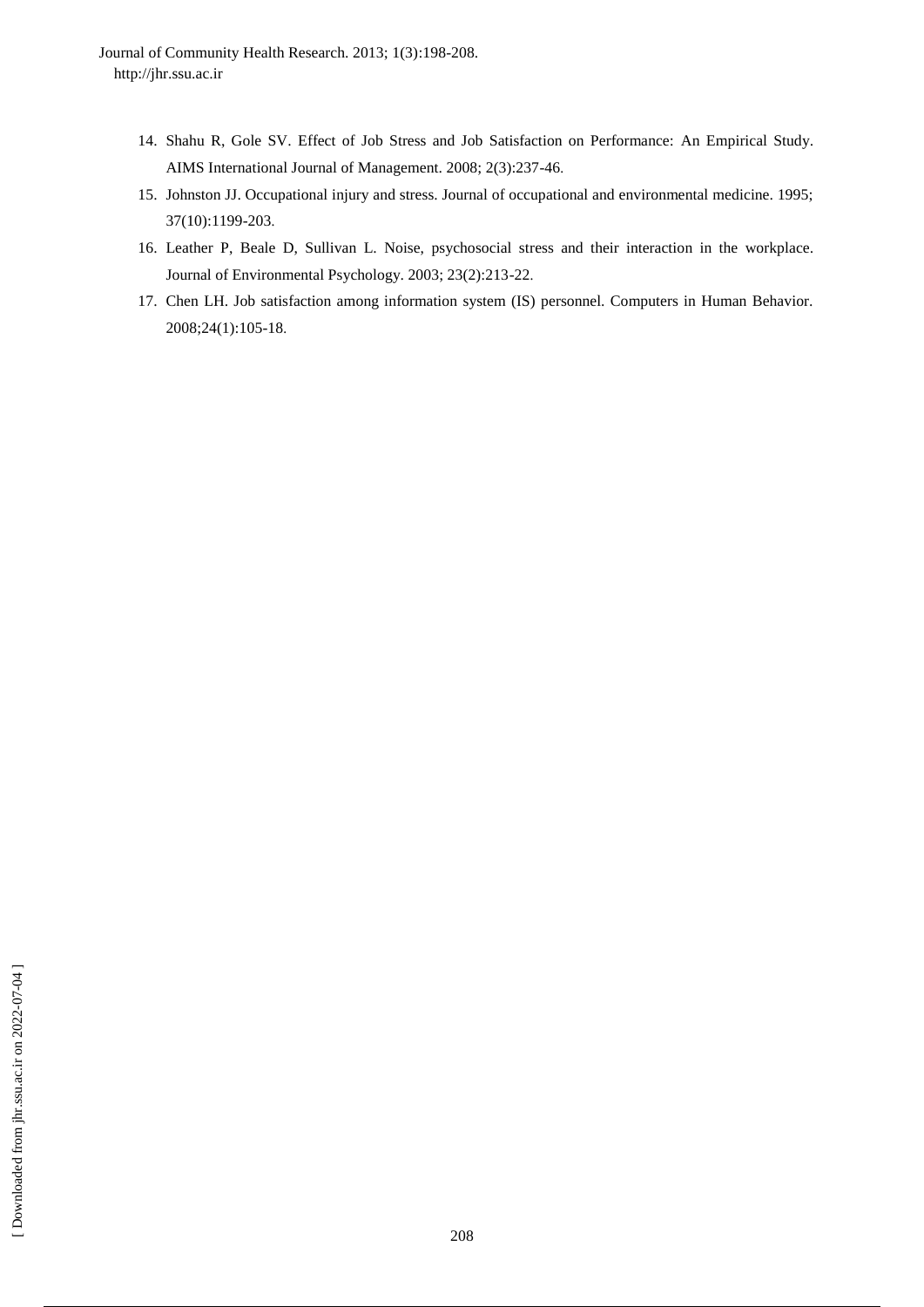14. Shahu R, Gole SV. Effect of Job Stress and Job Satisfaction on Performance: An Empirical Study. AIMS International Journal of Management. 2008; 2(3):237-46.
15. Johnston JJ. Occupational injury and stress. Journal of occupational and environmental medicine. 1995; 37(10):1199-203.
16. Leather P, Beale D, Sullivan L. Noise, psychosocial stress and their interaction in the workplace. Journal of Environmental Psychology. 2003; 23(2):213-22.
17. Chen LH. Job satisfaction among information system (IS) personnel. Computers in Human Behavior. 2008;24(1):105-18.